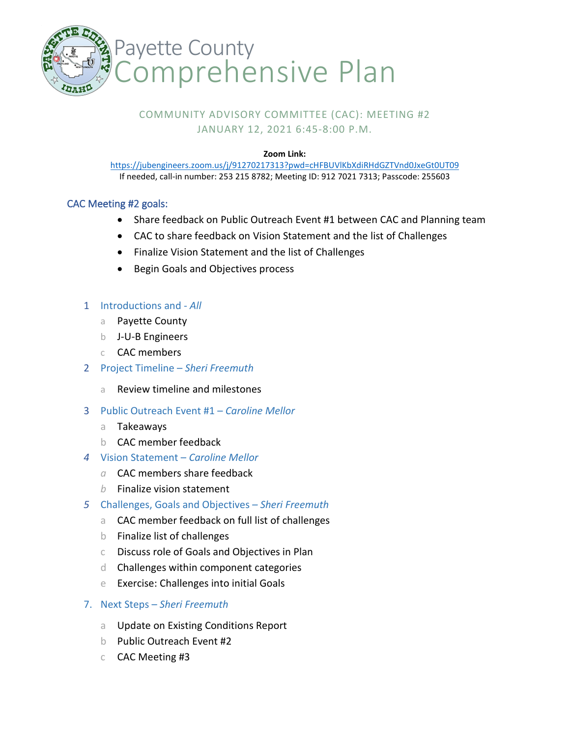# Payette County Comprehensive Plan

COMMUNITY ADVISORY COMMITTEE (CAC): MEETING #2

JANUARY 12, 2021 6:45-8:00 P.M.

**Zoom Link:**

https://jubengineers.zoom.us/j/91270217313?pwd=cHFBUVlKbXdiRHdGZTVnd0JxeGt0UT09

If needed, call-in number: 253 215 8782; Meeting ID: 912 7021 7313; Passcode: 255603

## CAC Meeting #2 goals:

- Share feedback on Public Outreach Event #1 between CAC and Planning team
- CAC to share feedback on Vision Statement and the list of Challenges
- Finalize Vision Statement and the list of Challenges
- Begin Goals and Objectives process

1 Introductions and - *All*
   - a Payette County
   - b J-U-B Engineers
   - c CAC members

2 Project Timeline – *Sheri Freemuth*
   - a Review timeline and milestones

3 Public Outreach Event #1 – *Caroline Mellor*
   - a Takeaways
   - b CAC member feedback

4 Vision Statement – *Caroline Mellor*
   - a CAC members share feedback
   - b Finalize vision statement

5 Challenges, Goals and Objectives – *Sheri Freemuth*
   - a CAC member feedback on full list of challenges
   - b Finalize list of challenges
   - c Discuss role of Goals and Objectives in Plan
   - d Challenges within component categories
   - e Exercise: Challenges into initial Goals

7. Next Steps – *Sheri Freemuth*
   - a Update on Existing Conditions Report
   - b Public Outreach Event #2
   - c CAC Meeting #3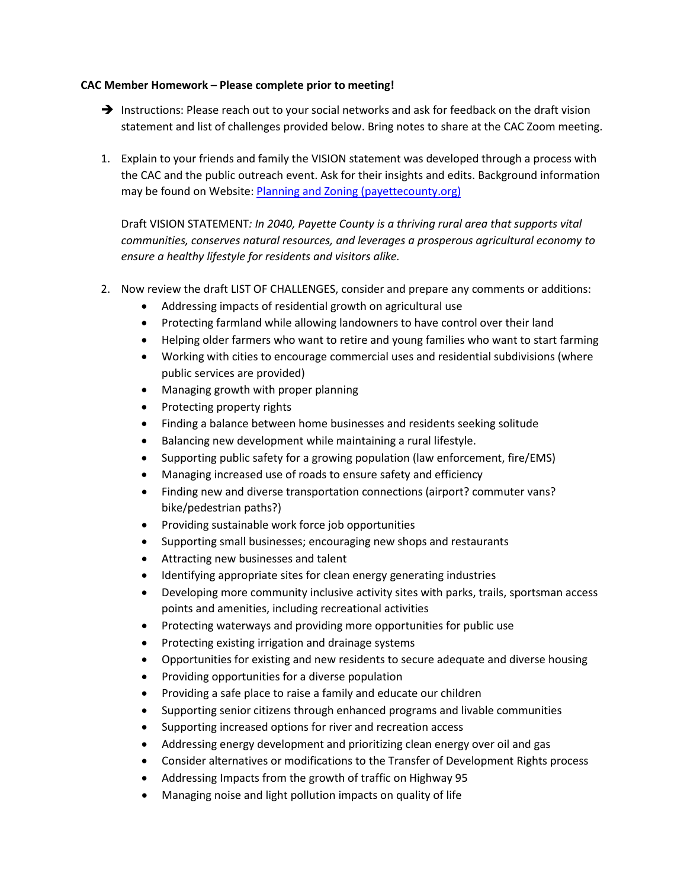**CAC Member Homework – Please complete prior to meeting!**

➔ Instructions: Please reach out to your social networks and ask for feedback on the draft vision statement and list of challenges provided below. Bring notes to share at the CAC Zoom meeting.

1. Explain to your friends and family the VISION statement was developed through a process with the CAC and the public outreach event. Ask for their insights and edits. Background information may be found on Website: [Planning and Zoning (payettecounty.org)](payettecounty.org)

   Draft VISION STATEMENT*: In 2040, Payette County is a thriving rural area that supports vital communities, conserves natural resources, and leverages a prosperous agricultural economy to ensure a healthy lifestyle for residents and visitors alike.*

2. Now review the draft LIST OF CHALLENGES, consider and prepare any comments or additions:
   - Addressing impacts of residential growth on agricultural use
   - Protecting farmland while allowing landowners to have control over their land
   - Helping older farmers who want to retire and young families who want to start farming
   - Working with cities to encourage commercial uses and residential subdivisions (where public services are provided)
   - Managing growth with proper planning
   - Protecting property rights
   - Finding a balance between home businesses and residents seeking solitude
   - Balancing new development while maintaining a rural lifestyle.
   - Supporting public safety for a growing population (law enforcement, fire/EMS)
   - Managing increased use of roads to ensure safety and efficiency
   - Finding new and diverse transportation connections (airport? commuter vans? bike/pedestrian paths?)
   - Providing sustainable work force job opportunities
   - Supporting small businesses; encouraging new shops and restaurants
   - Attracting new businesses and talent
   - Identifying appropriate sites for clean energy generating industries
   - Developing more community inclusive activity sites with parks, trails, sportsman access points and amenities, including recreational activities
   - Protecting waterways and providing more opportunities for public use
   - Protecting existing irrigation and drainage systems
   - Opportunities for existing and new residents to secure adequate and diverse housing
   - Providing opportunities for a diverse population
   - Providing a safe place to raise a family and educate our children
   - Supporting senior citizens through enhanced programs and livable communities
   - Supporting increased options for river and recreation access
   - Addressing energy development and prioritizing clean energy over oil and gas
   - Consider alternatives or modifications to the Transfer of Development Rights process
   - Addressing Impacts from the growth of traffic on Highway 95
   - Managing noise and light pollution impacts on quality of life